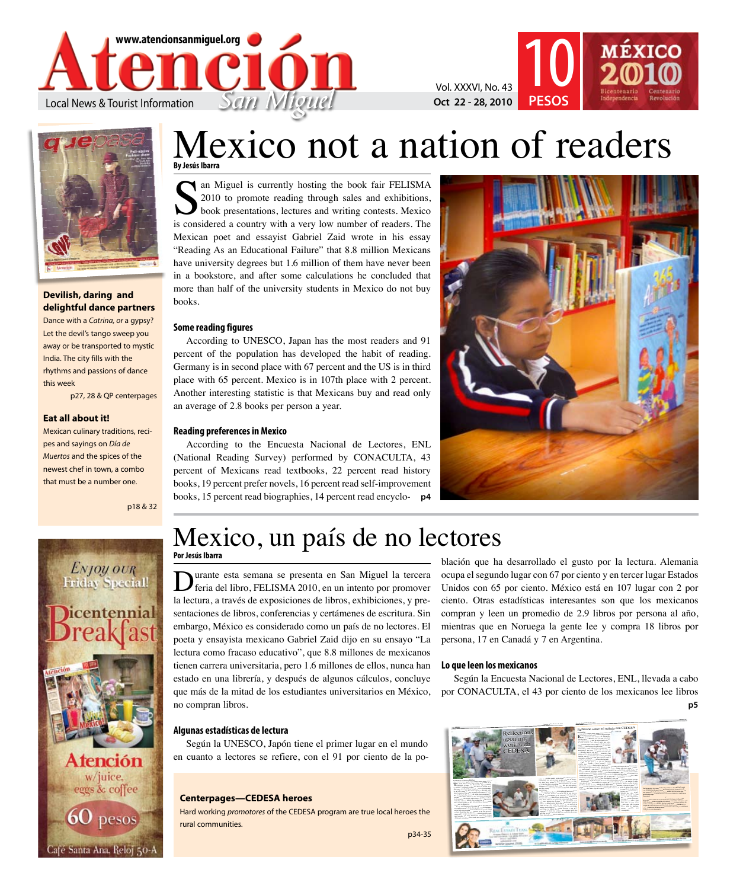# Atención San Miguel

www.atencionsanmiguel.org

Local News & Tourist Information

Vol. XXXVI, No. 43
Oct 22 - 28, 2010

10 PESOS

MÉXICO 2010 — Bicentenario Independencia — Centenario Revolución

# Mexico not a nation of readers

**By Jesús Ibarra**

San Miguel is currently hosting the book fair FELISMA 2010 to promote reading through sales and exhibitions, book presentations, lectures and writing contests. Mexico is considered a country with a very low number of readers. The Mexican poet and essayist Gabriel Zaid wrote in his essay "Reading As an Educational Failure" that 8.8 million Mexicans have university degrees but 1.6 million of them have never been in a bookstore, and after some calculations he concluded that more than half of the university students in Mexico do not buy books.

### Some reading figures

According to UNESCO, Japan has the most readers and 91 percent of the population has developed the habit of reading. Germany is in second place with 67 percent and the US is in third place with 65 percent. Mexico is in 107th place with 2 percent. Another interesting statistic is that Mexicans buy and read only an average of 2.8 books per person a year.

### Reading preferences in Mexico

According to the Encuesta Nacional de Lectores, ENL (National Reading Survey) performed by CONACULTA, 43 percent of Mexicans read textbooks, 22 percent read history books, 19 percent prefer novels, 16 percent read self-improvement books, 15 percent read biographies, 14 percent read encyclo- **p4**

**Devilish, daring and delightful dance partners**

Dance with a *Catrina, or* a gypsy? Let the devil's tango sweep you away or be transported to mystic India. The city fills with the rhythms and passions of dance this week

p27, 28 & QP centerpages

**Eat all about it!**

Mexican culinary traditions, recipes and sayings on *Día de Muertos* and the spices of the newest chef in town, a combo that must be a number one.

p18 & 32

# Mexico, un país de no lectores

**Por Jesús Ibarra**

Durante esta semana se presenta en San Miguel la tercera feria del libro, FELISMA 2010, en un intento por promover la lectura, a través de exposiciones de libros, exhibiciones, y presentaciones de libros, conferencias y certámenes de escritura. Sin embargo, México es considerado como un país de no lectores. El poeta y ensayista mexicano Gabriel Zaid dijo en su ensayo "La lectura como fracaso educativo", que 8.8 millones de mexicanos tienen carrera universitaria, pero 1.6 millones de ellos, nunca han estado en una librería, y después de algunos cálculos, concluye que más de la mitad de los estudiantes universitarios en México, no compran libros.

### Algunas estadísticas de lectura

Según la UNESCO, Japón tiene el primer lugar en el mundo en cuanto a lectores se refiere, con el 91 por ciento de la población que ha desarrollado el gusto por la lectura. Alemania ocupa el segundo lugar con 67 por ciento y en tercer lugar Estados Unidos con 65 por ciento. México está en 107 lugar con 2 por ciento. Otras estadísticas interesantes son que los mexicanos compran y leen un promedio de 2.9 libros por persona al año, mientras que en Noruega la gente lee y compra 18 libros por persona, 17 en Canadá y 7 en Argentina.

### Lo que leen los mexicanos

Según la Encuesta Nacional de Lectores, ENL, llevada a cabo por CONACULTA, el 43 por ciento de los mexicanos lee libros **p5**

**Centerpages—CEDESA heroes**

Hard working *promotores* of the CEDESA program are true local heroes the rural communities.

p34-35

Enjoy our Friday Special!
Bicentennial Breakfast
Atención w/juice, eggs & coffee
60 pesos
Café Santa Ana, Reloj 50-A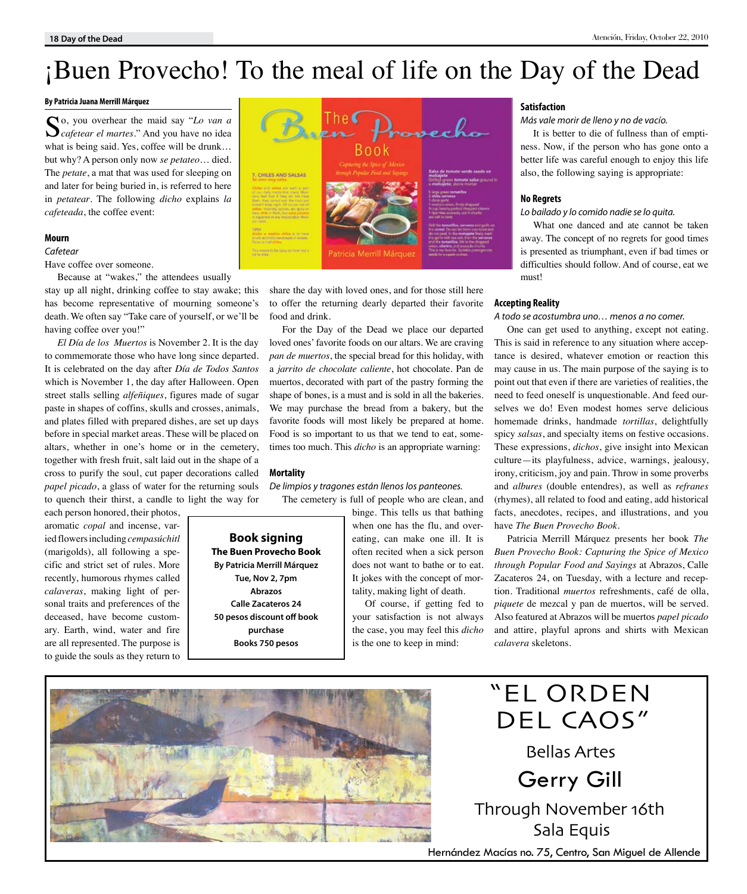# ¡Buen Provecho! To the meal of life on the Day of the Dead

**By Patricia Juana Merrill Márquez**

So, you overhear the maid say "*Lo van a cafetear el martes*." And you have no idea what is being said. Yes, coffee will be drunk… but why? A person only now *se petateo*… died. The *petate*, a mat that was used for sleeping on and later for being buried in, is referred to here in *petatear*. The following *dicho* explains *la cafeteada*, the coffee event:

### Mourn

*Cafetear*

Have coffee over someone.

Because at "wakes," the attendees usually stay up all night, drinking coffee to stay awake; this has become representative of mourning someone's death. We often say "Take care of yourself, or we'll be having coffee over you!"

*El Día de los Muertos* is November 2. It is the day to commemorate those who have long since departed. It is celebrated on the day after *Día de Todos Santos* which is November 1, the day after Halloween. Open street stalls selling *alfeñiques*, figures made of sugar paste in shapes of coffins, skulls and crosses, animals, and plates filled with prepared dishes, are set up days before in special market areas. These will be placed on altars, whether in one's home or in the cemetery, together with fresh fruit, salt laid out in the shape of a cross to purify the soul, cut paper decorations called *papel picado*, a glass of water for the returning souls to quench their thirst, a candle to light the way for each person honored, their photos, aromatic *copal* and incense, varied flowers including *cempasúchitl* (marigolds), all following a specific and strict set of rules. More recently, humorous rhymes called *calaveras*, making light of personal traits and preferences of the deceased, have become customary. Earth, wind, water and fire are all represented. The purpose is to guide the souls as they return to share the day with loved ones, and for those still here to offer the returning dearly departed their favorite food and drink.

For the Day of the Dead we place our departed loved ones' favorite foods on our altars. We are craving *pan de muertos*, the special bread for this holiday, with a *jarrito de chocolate caliente*, hot chocolate. Pan de muertos, decorated with part of the pastry forming the shape of bones, is a must and is sold in all the bakeries. We may purchase the bread from a bakery, but the favorite foods will most likely be prepared at home. Food is so important to us that we tend to eat, sometimes too much. This *dicho* is an appropriate warning:

**Book signing**
**The Buen Provecho Book**
**By Patricia Merrill Márquez**
**Tue, Nov 2, 7pm**
**Abrazos**
**Calle Zacateros 24**
**50 pesos discount off book purchase**
**Books 750 pesos**

### Mortality

*De limpios y tragones están llenos los panteones.*

The cemetery is full of people who are clean, and binge. This tells us that bathing when one has the flu, and overeating, can make one ill. It is often recited when a sick person does not want to bathe or to eat. It jokes with the concept of mortality, making light of death.

Of course, if getting fed to your satisfaction is not always the case, you may feel this *dicho* is the one to keep in mind:

### Satisfaction

*Más vale morir de lleno y no de vacío.*

It is better to die of fullness than of emptiness. Now, if the person who has gone onto a better life was careful enough to enjoy this life also, the following saying is appropriate:

### No Regrets

*Lo bailado y lo comido nadie se lo quita.*

What one danced and ate cannot be taken away. The concept of no regrets for good times is presented as triumphant, even if bad times or difficulties should follow. And of course, eat we must!

### Accepting Reality

*A todo se acostumbra uno… menos a no comer.*

One can get used to anything, except not eating. This is said in reference to any situation where acceptance is desired, whatever emotion or reaction this may cause in us. The main purpose of the saying is to point out that even if there are varieties of realities, the need to feed oneself is unquestionable. And feed ourselves we do! Even modest homes serve delicious homemade drinks, handmade *tortillas*, delightfully spicy *salsas*, and specialty items on festive occasions. These expressions, *dichos*, give insight into Mexican culture—its playfulness, advice, warnings, jealousy, irony, criticism, joy and pain. Throw in some proverbs and *albures* (double entendres), as well as *refranes* (rhymes), all related to food and eating, add historical facts, anecdotes, recipes, and illustrations, and you have *The Buen Provecho Book*.

Patricia Merrill Márquez presents her book *The Buen Provecho Book: Capturing the Spice of Mexico through Popular Food and Sayings* at Abrazos, Calle Zacateros 24, on Tuesday, with a lecture and reception. Traditional *muertos* refreshments, café de olla, *piquete* de mezcal y pan de muertos, will be served. Also featured at Abrazos will be muertos *papel picado* and attire, playful aprons and shirts with Mexican *calavera* skeletons.

"EL ORDEN DEL CAOS"

Bellas Artes

Gerry Gill

Through November 16th

Sala Equis

Hernández Macías no. 75, Centro, San Miguel de Allende